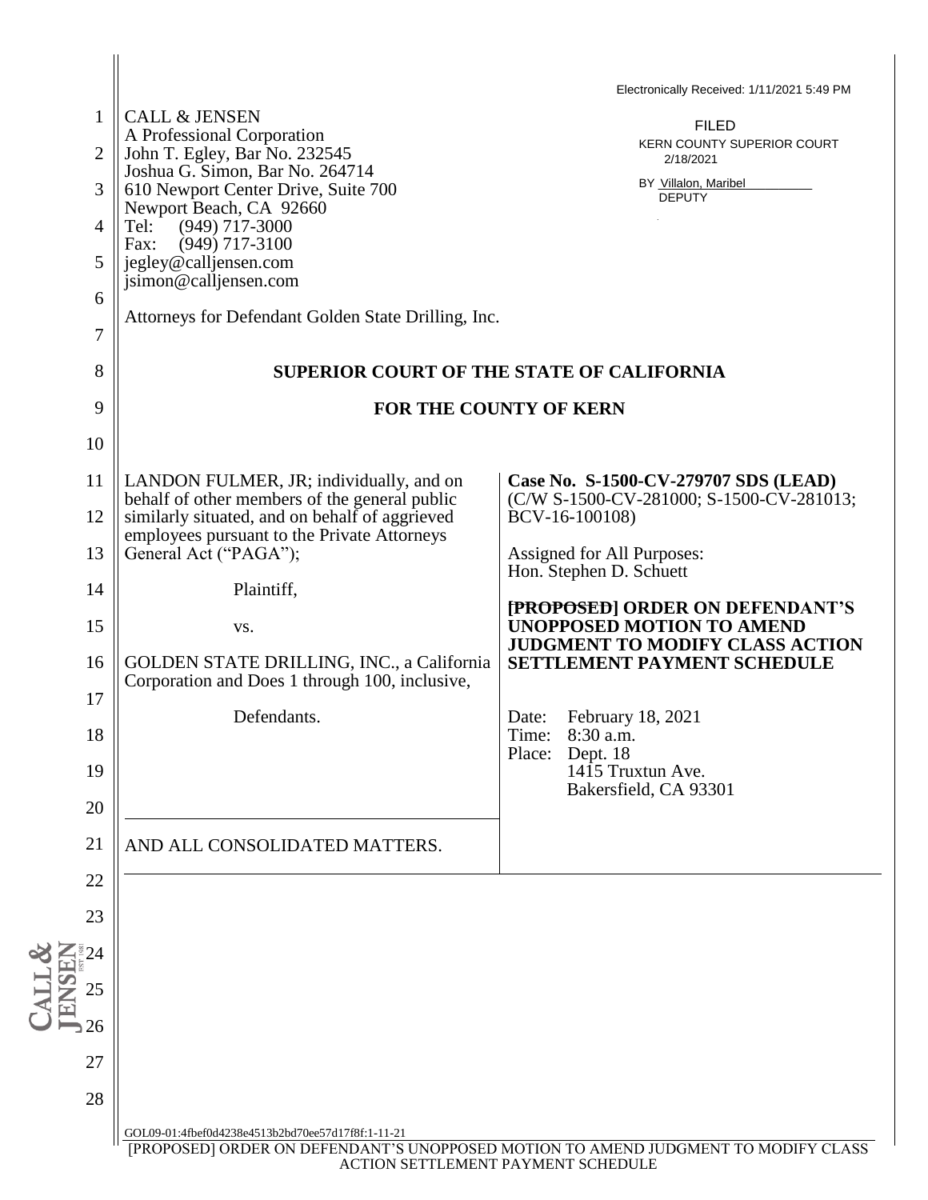Electronically Received: 1/11/2021 5:49 PM

FILED
KERN COUNTY SUPERIOR COURT
2/18/2021
BY Villalon, Maribel
DEPUTY

CALL & JENSEN
A Professional Corporation
John T. Egley, Bar No. 232545
Joshua G. Simon, Bar No. 264714
610 Newport Center Drive, Suite 700
Newport Beach, CA 92660
Tel: (949) 717-3000
Fax: (949) 717-3100
jegley@calljensen.com
jsimon@calljensen.com

Attorneys for Defendant Golden State Drilling, Inc.

**SUPERIOR COURT OF THE STATE OF CALIFORNIA**

**FOR THE COUNTY OF KERN**

LANDON FULMER, JR; individually, and on behalf of other members of the general public similarly situated, and on behalf of aggrieved employees pursuant to the Private Attorneys General Act ("PAGA");

Plaintiff,

vs.

GOLDEN STATE DRILLING, INC., a California Corporation and Does 1 through 100, inclusive,

Defendants.

AND ALL CONSOLIDATED MATTERS.

**Case No. S-1500-CV-279707 SDS (LEAD)**
(C/W S-1500-CV-281000; S-1500-CV-281013; BCV-16-100108)

Assigned for All Purposes:
Hon. Stephen D. Schuett

**~~[PROPOSED]~~ ORDER ON DEFENDANT'S UNOPPOSED MOTION TO AMEND JUDGMENT TO MODIFY CLASS ACTION SETTLEMENT PAYMENT SCHEDULE**

Date: February 18, 2021
Time: 8:30 a.m.
Place: Dept. 18
1415 Truxtun Ave.
Bakersfield, CA 93301

GOL09-01:4fbef0d4238e4513b2bd70ee57d17f8f:1-11-21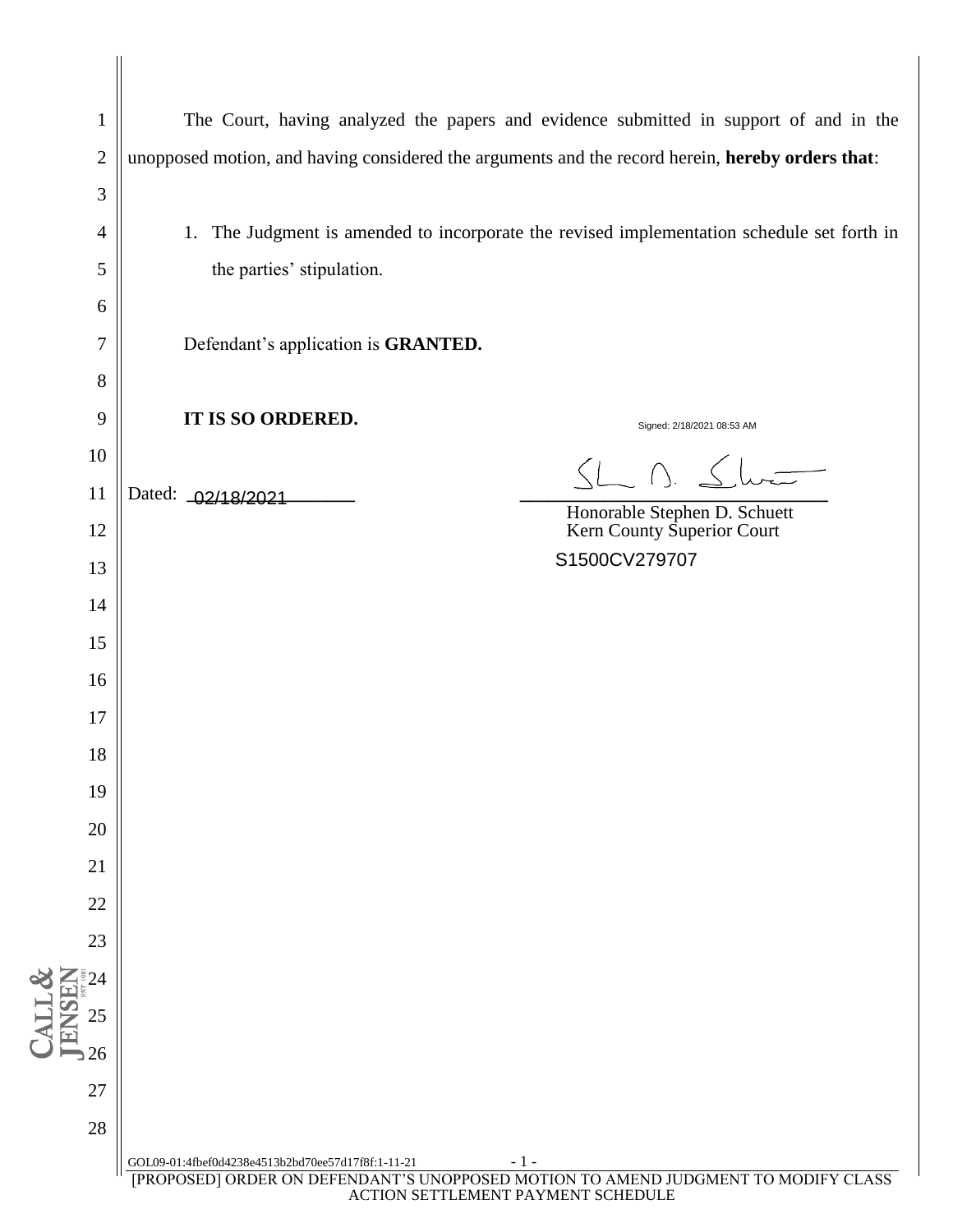The Court, having analyzed the papers and evidence submitted in support of and in the unopposed motion, and having considered the arguments and the record herein, **hereby orders that**:

1. The Judgment is amended to incorporate the revised implementation schedule set forth in the parties' stipulation.

Defendant's application is **GRANTED.**

**IT IS SO ORDERED.**

Signed: 2/18/2021 08:53 AM

Dated: 02/18/2021

Honorable Stephen D. Schuett
Kern County Superior Court
S1500CV279707

GOL09-01:4fbef0d4238e4513b2bd70ee57d17f8f:1-11-21

[PROPOSED] ORDER ON DEFENDANT'S UNOPPOSED MOTION TO AMEND JUDGMENT TO MODIFY CLASS ACTION SETTLEMENT PAYMENT SCHEDULE